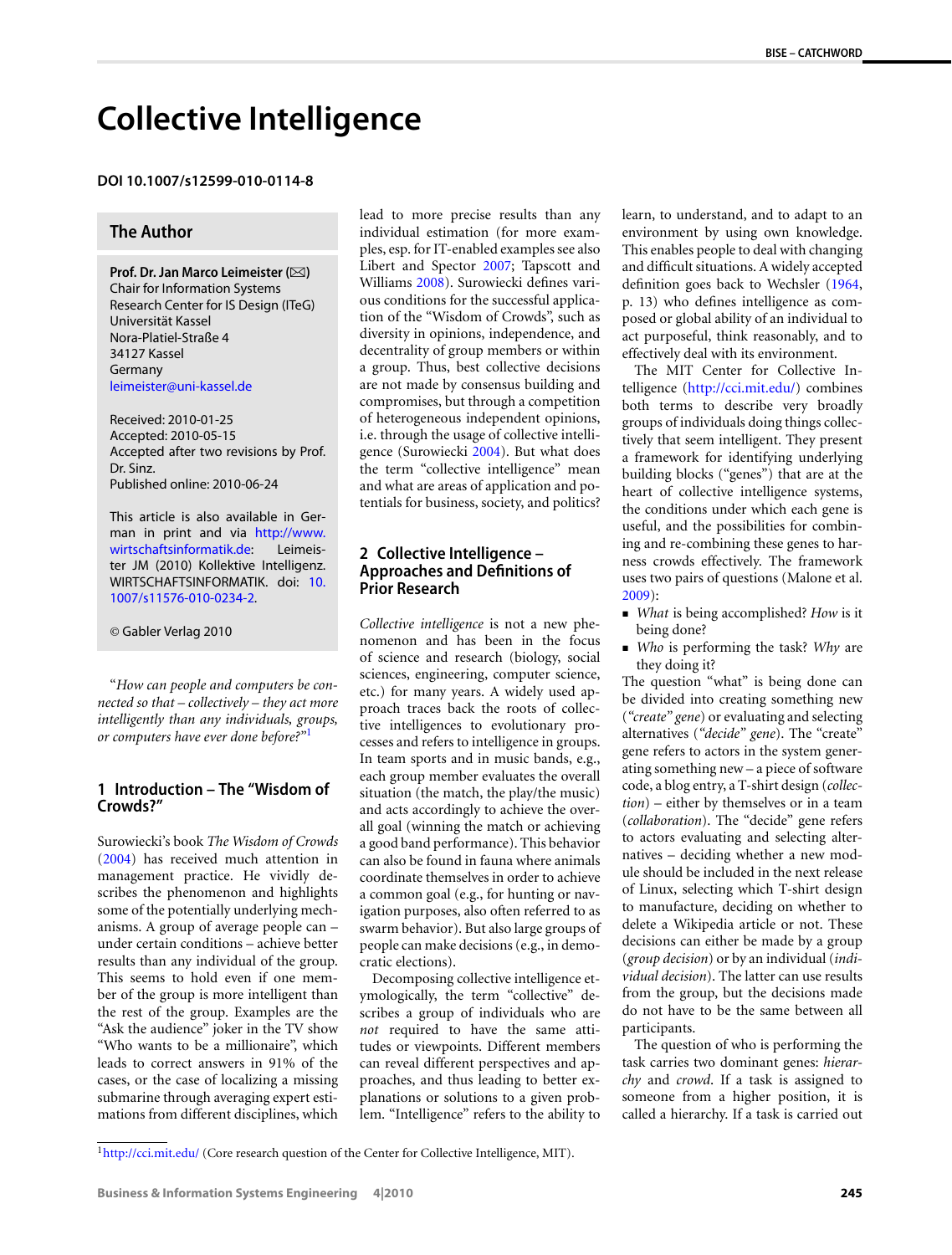# Collective Intelligence

**DOI 10.1007/s12599-010-0114-8**

## The Author

**Prof. Dr. Jan Marco Leimeister** (✉)
Chair for Information Systems
Research Center for IS Design (ITeG)
Universität Kassel
Nora-Platiel-Straße 4
34127 Kassel
Germany
leimeister@uni-kassel.de

Received: 2010-01-25
Accepted: 2010-05-15
Accepted after two revisions by Prof. Dr. Sinz.
Published online: 2010-06-24

This article is also available in German in print and via http://www.wirtschaftsinformatik.de: Leimeister JM (2010) Kollektive Intelligenz. WIRTSCHAFTSINFORMATIK. doi: 10.1007/s11576-010-0234-2.

© Gabler Verlag 2010

*"How can people and computers be connected so that – collectively – they act more intelligently than any individuals, groups, or computers have ever done before?"*[1]

## 1 Introduction – The "Wisdom of Crowds?"

Surowiecki's book *The Wisdom of Crowds* (2004) has received much attention in management practice. He vividly describes the phenomenon and highlights some of the potentially underlying mechanisms. A group of average people can – under certain conditions – achieve better results than any individual of the group. This seems to hold even if one member of the group is more intelligent than the rest of the group. Examples are the "Ask the audience" joker in the TV show "Who wants to be a millionaire", which leads to correct answers in 91% of the cases, or the case of localizing a missing submarine through averaging expert estimations from different disciplines, which lead to more precise results than any individual estimation (for more examples, esp. for IT-enabled examples see also Libert and Spector 2007; Tapscott and Williams 2008). Surowiecki defines various conditions for the successful application of the "Wisdom of Crowds", such as diversity in opinions, independence, and decentrality of group members or within a group. Thus, best collective decisions are not made by consensus building and compromises, but through a competition of heterogeneous independent opinions, i.e. through the usage of collective intelligence (Surowiecki 2004). But what does the term "collective intelligence" mean and what are areas of application and potentials for business, society, and politics?

## 2 Collective Intelligence – Approaches and Definitions of Prior Research

*Collective intelligence* is not a new phenomenon and has been in the focus of science and research (biology, social sciences, engineering, computer science, etc.) for many years. A widely used approach traces back the roots of collective intelligences to evolutionary processes and refers to intelligence in groups. In team sports and in music bands, e.g., each group member evaluates the overall situation (the match, the play/the music) and acts accordingly to achieve the overall goal (winning the match or achieving a good band performance). This behavior can also be found in fauna where animals coordinate themselves in order to achieve a common goal (e.g., for hunting or navigation purposes, also often referred to as swarm behavior). But also large groups of people can make decisions (e.g., in democratic elections).

Decomposing collective intelligence etymologically, the term "collective" describes a group of individuals who are *not* required to have the same attitudes or viewpoints. Different members can reveal different perspectives and approaches, and thus leading to better explanations or solutions to a given problem. "Intelligence" refers to the ability to learn, to understand, and to adapt to an environment by using own knowledge. This enables people to deal with changing and difficult situations. A widely accepted definition goes back to Wechsler (1964, p. 13) who defines intelligence as composed or global ability of an individual to act purposeful, think reasonably, and to effectively deal with its environment.

The MIT Center for Collective Intelligence (http://cci.mit.edu/) combines both terms to describe very broadly groups of individuals doing things collectively that seem intelligent. They present a framework for identifying underlying building blocks ("genes") that are at the heart of collective intelligence systems, the conditions under which each gene is useful, and the possibilities for combining and re-combining these genes to harness crowds effectively. The framework uses two pairs of questions (Malone et al. 2009):

- *What* is being accomplished? *How* is it being done?
- *Who* is performing the task? *Why* are they doing it?

The question "what" is being done can be divided into creating something new (*"create" gene*) or evaluating and selecting alternatives (*"decide" gene*). The "create" gene refers to actors in the system generating something new – a piece of software code, a blog entry, a T-shirt design (*collection*) – either by themselves or in a team (*collaboration*). The "decide" gene refers to actors evaluating and selecting alternatives – deciding whether a new module should be included in the next release of Linux, selecting which T-shirt design to manufacture, deciding on whether to delete a Wikipedia article or not. These decisions can either be made by a group (*group decision*) or by an individual (*individual decision*). The latter can use results from the group, but the decisions made do not have to be the same between all participants.

The question of who is performing the task carries two dominant genes: *hierarchy* and *crowd*. If a task is assigned to someone from a higher position, it is called a hierarchy. If a task is carried out

[1] http://cci.mit.edu/ (Core research question of the Center for Collective Intelligence, MIT).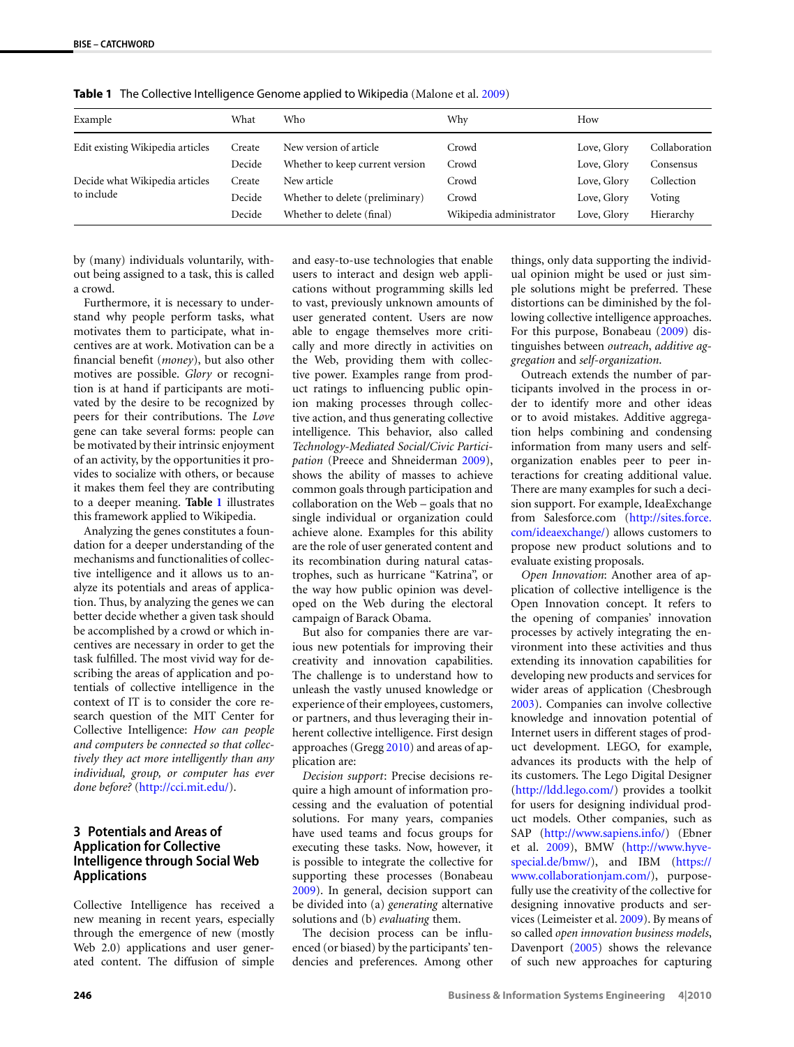**Table 1** The Collective Intelligence Genome applied to Wikipedia (Malone et al. 2009)

| Example | What | Who | Why | How | |
|---|---|---|---|---|---|
| Edit existing Wikipedia articles | Create | New version of article | Crowd | Love, Glory | Collaboration |
| | Decide | Whether to keep current version | Crowd | Love, Glory | Consensus |
| Decide what Wikipedia articles to include | Create | New article | Crowd | Love, Glory | Collection |
| | Decide | Whether to delete (preliminary) | Crowd | Love, Glory | Voting |
| | Decide | Whether to delete (final) | Wikipedia administrator | Love, Glory | Hierarchy |

by (many) individuals voluntarily, without being assigned to a task, this is called a crowd.

Furthermore, it is necessary to understand why people perform tasks, what motivates them to participate, what incentives are at work. Motivation can be a financial benefit (*money*), but also other motives are possible. *Glory* or recognition is at hand if participants are motivated by the desire to be recognized by peers for their contributions. The *Love* gene can take several forms: people can be motivated by their intrinsic enjoyment of an activity, by the opportunities it provides to socialize with others, or because it makes them feel they are contributing to a deeper meaning. **Table 1** illustrates this framework applied to Wikipedia.

Analyzing the genes constitutes a foundation for a deeper understanding of the mechanisms and functionalities of collective intelligence and it allows us to analyze its potentials and areas of application. Thus, by analyzing the genes we can better decide whether a given task should be accomplished by a crowd or which incentives are necessary in order to get the task fulfilled. The most vivid way for describing the areas of application and potentials of collective intelligence in the context of IT is to consider the core research question of the MIT Center for Collective Intelligence: *How can people and computers be connected so that collectively they act more intelligently than any individual, group, or computer has ever done before?* (http://cci.mit.edu/).

## 3 Potentials and Areas of Application for Collective Intelligence through Social Web Applications

Collective Intelligence has received a new meaning in recent years, especially through the emergence of new (mostly Web 2.0) applications and user generated content. The diffusion of simple and easy-to-use technologies that enable users to interact and design web applications without programming skills led to vast, previously unknown amounts of user generated content. Users are now able to engage themselves more critically and more directly in activities on the Web, providing them with collective power. Examples range from product ratings to influencing public opinion making processes through collective action, and thus generating collective intelligence. This behavior, also called *Technology-Mediated Social/Civic Participation* (Preece and Shneiderman 2009), shows the ability of masses to achieve common goals through participation and collaboration on the Web – goals that no single individual or organization could achieve alone. Examples for this ability are the role of user generated content and its recombination during natural catastrophes, such as hurricane "Katrina", or the way how public opinion was developed on the Web during the electoral campaign of Barack Obama.

But also for companies there are various new potentials for improving their creativity and innovation capabilities. The challenge is to understand how to unleash the vastly unused knowledge or experience of their employees, customers, or partners, and thus leveraging their inherent collective intelligence. First design approaches (Gregg 2010) and areas of application are:

*Decision support*: Precise decisions require a high amount of information processing and the evaluation of potential solutions. For many years, companies have used teams and focus groups for executing these tasks. Now, however, it is possible to integrate the collective for supporting these processes (Bonabeau 2009). In general, decision support can be divided into (a) *generating* alternative solutions and (b) *evaluating* them.

The decision process can be influenced (or biased) by the participants' tendencies and preferences. Among other things, only data supporting the individual opinion might be used or just simple solutions might be preferred. These distortions can be diminished by the following collective intelligence approaches. For this purpose, Bonabeau (2009) distinguishes between *outreach*, *additive aggregation* and *self-organization*.

Outreach extends the number of participants involved in the process in order to identify more and other ideas or to avoid mistakes. Additive aggregation helps combining and condensing information from many users and self-organization enables peer to peer interactions for creating additional value. There are many examples for such a decision support. For example, IdeaExchange from Salesforce.com (http://sites.force.com/ideaexchange/) allows customers to propose new product solutions and to evaluate existing proposals.

*Open Innovation*: Another area of application of collective intelligence is the Open Innovation concept. It refers to the opening of companies' innovation processes by actively integrating the environment into these activities and thus extending its innovation capabilities for developing new products and services for wider areas of application (Chesbrough 2003). Companies can involve collective knowledge and innovation potential of Internet users in different stages of product development. LEGO, for example, advances its products with the help of its customers. The Lego Digital Designer (http://ldd.lego.com/) provides a toolkit for users for designing individual product models. Other companies, such as SAP (http://www.sapiens.info/) (Ebner et al. 2009), BMW (http://www.hyve-special.de/bmw/), and IBM (https://www.collaborationjam.com/), purposefully use the creativity of the collective for designing innovative products and services (Leimeister et al. 2009). By means of so called *open innovation business models*, Davenport (2005) shows the relevance of such new approaches for capturing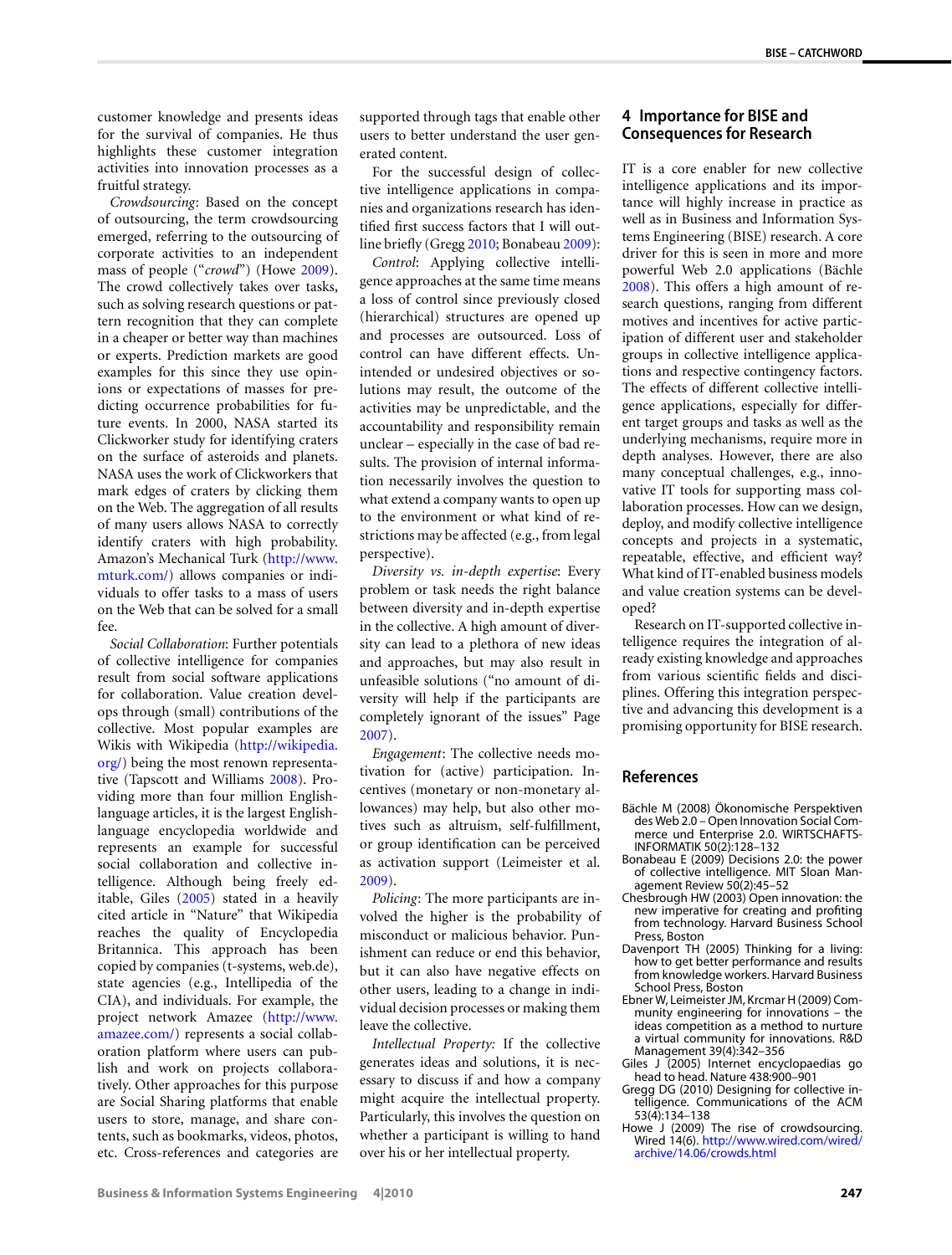customer knowledge and presents ideas for the survival of companies. He thus highlights these customer integration activities into innovation processes as a fruitful strategy.

*Crowdsourcing*: Based on the concept of outsourcing, the term crowdsourcing emerged, referring to the outsourcing of corporate activities to an independent mass of people ("*crowd*") (Howe 2009). The crowd collectively takes over tasks, such as solving research questions or pattern recognition that they can complete in a cheaper or better way than machines or experts. Prediction markets are good examples for this since they use opinions or expectations of masses for predicting occurrence probabilities for future events. In 2000, NASA started its Clickworker study for identifying craters on the surface of asteroids and planets. NASA uses the work of Clickworkers that mark edges of craters by clicking them on the Web. The aggregation of all results of many users allows NASA to correctly identify craters with high probability. Amazon's Mechanical Turk (http://www.mturk.com/) allows companies or individuals to offer tasks to a mass of users on the Web that can be solved for a small fee.

*Social Collaboration*: Further potentials of collective intelligence for companies result from social software applications for collaboration. Value creation develops through (small) contributions of the collective. Most popular examples are Wikis with Wikipedia (http://wikipedia.org/) being the most renown representative (Tapscott and Williams 2008). Providing more than four million English-language articles, it is the largest English-language encyclopedia worldwide and represents an example for successful social collaboration and collective intelligence. Although being freely editable, Giles (2005) stated in a heavily cited article in "Nature" that Wikipedia reaches the quality of Encyclopedia Britannica. This approach has been copied by companies (t-systems, web.de), state agencies (e.g., Intellipedia of the CIA), and individuals. For example, the project network Amazee (http://www.amazee.com/) represents a social collaboration platform where users can publish and work on projects collaboratively. Other approaches for this purpose are Social Sharing platforms that enable users to store, manage, and share contents, such as bookmarks, videos, photos, etc. Cross-references and categories are supported through tags that enable other users to better understand the user generated content.

For the successful design of collective intelligence applications in companies and organizations research has identified first success factors that I will outline briefly (Gregg 2010; Bonabeau 2009):

*Control*: Applying collective intelligence approaches at the same time means a loss of control since previously closed (hierarchical) structures are opened up and processes are outsourced. Loss of control can have different effects. Unintended or undesired objectives or solutions may result, the outcome of the activities may be unpredictable, and the accountability and responsibility remain unclear – especially in the case of bad results. The provision of internal information necessarily involves the question to what extend a company wants to open up to the environment or what kind of restrictions may be affected (e.g., from legal perspective).

*Diversity vs. in-depth expertise*: Every problem or task needs the right balance between diversity and in-depth expertise in the collective. A high amount of diversity can lead to a plethora of new ideas and approaches, but may also result in unfeasible solutions ("no amount of diversity will help if the participants are completely ignorant of the issues" Page 2007).

*Engagement*: The collective needs motivation for (active) participation. Incentives (monetary or non-monetary allowances) may help, but also other motives such as altruism, self-fulfillment, or group identification can be perceived as activation support (Leimeister et al. 2009).

*Policing*: The more participants are involved the higher is the probability of misconduct or malicious behavior. Punishment can reduce or end this behavior, but it can also have negative effects on other users, leading to a change in individual decision processes or making them leave the collective.

*Intellectual Property:* If the collective generates ideas and solutions, it is necessary to discuss if and how a company might acquire the intellectual property. Particularly, this involves the question on whether a participant is willing to hand over his or her intellectual property.

## 4 Importance for BISE and Consequences for Research

IT is a core enabler for new collective intelligence applications and its importance will highly increase in practice as well as in Business and Information Systems Engineering (BISE) research. A core driver for this is seen in more and more powerful Web 2.0 applications (Bächle 2008). This offers a high amount of research questions, ranging from different motives and incentives for active participation of different user and stakeholder groups in collective intelligence applications and respective contingency factors. The effects of different collective intelligence applications, especially for different target groups and tasks as well as the underlying mechanisms, require more in depth analyses. However, there are also many conceptual challenges, e.g., innovative IT tools for supporting mass collaboration processes. How can we design, deploy, and modify collective intelligence concepts and projects in a systematic, repeatable, effective, and efficient way? What kind of IT-enabled business models and value creation systems can be developed?

Research on IT-supported collective intelligence requires the integration of already existing knowledge and approaches from various scientific fields and disciplines. Offering this integration perspective and advancing this development is a promising opportunity for BISE research.

## References

Bächle M (2008) Ökonomische Perspektiven des Web 2.0 – Open Innovation Social Commerce und Enterprise 2.0. WIRTSCHAFTSINFORMATIK 50(2):128–132

Bonabeau E (2009) Decisions 2.0: the power of collective intelligence. MIT Sloan Management Review 50(2):45–52

Chesbrough HW (2003) Open innovation: the new imperative for creating and profiting from technology. Harvard Business School Press, Boston

Davenport TH (2005) Thinking for a living: how to get better performance and results from knowledge workers. Harvard Business School Press, Boston

Ebner W, Leimeister JM, Krcmar H (2009) Community engineering for innovations – the ideas competition as a method to nurture a virtual community for innovations. R&D Management 39(4):342–356

Giles J (2005) Internet encyclopaedias go head to head. Nature 438:900–901

Gregg DG (2010) Designing for collective intelligence. Communications of the ACM 53(4):134–138

Howe J (2009) The rise of crowdsourcing. Wired 14(6). http://www.wired.com/wired/archive/14.06/crowds.html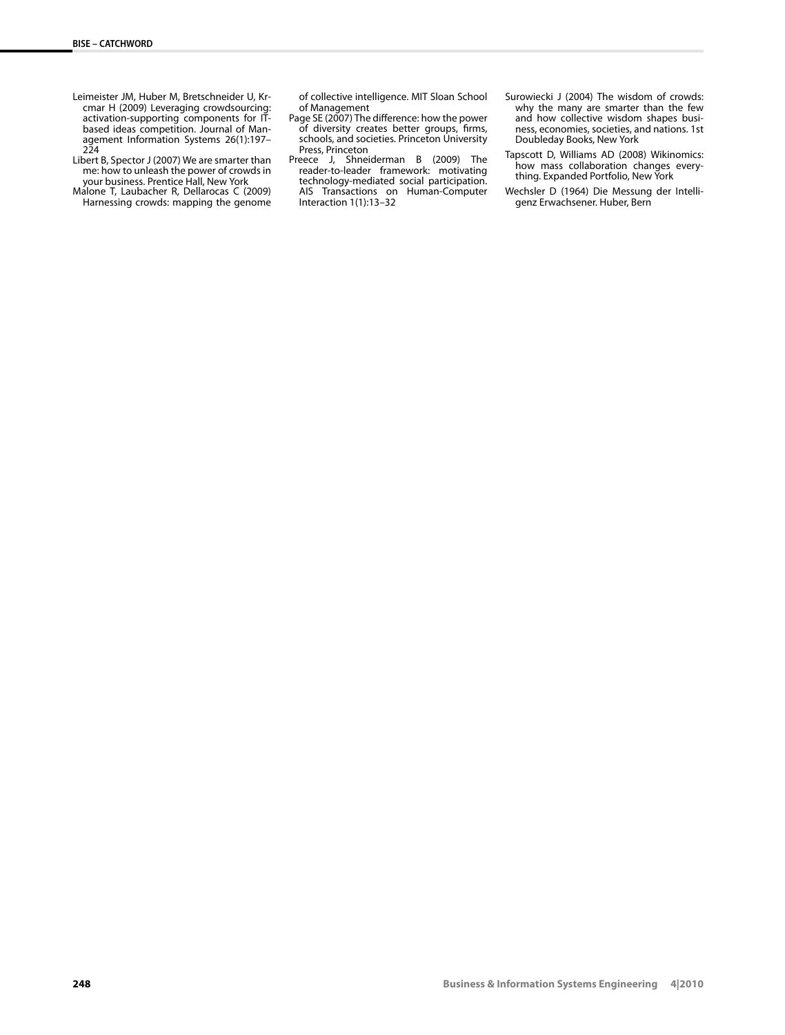Leimeister JM, Huber M, Bretschneider U, Krcmar H (2009) Leveraging crowdsourcing: activation-supporting components for IT-based ideas competition. Journal of Management Information Systems 26(1):197–224

Libert B, Spector J (2007) We are smarter than me: how to unleash the power of crowds in your business. Prentice Hall, New York

Malone T, Laubacher R, Dellarocas C (2009) Harnessing crowds: mapping the genome of collective intelligence. MIT Sloan School of Management

Page SE (2007) The difference: how the power of diversity creates better groups, firms, schools, and societies. Princeton University Press, Princeton

Preece J, Shneiderman B (2009) The reader-to-leader framework: motivating technology-mediated social participation. AIS Transactions on Human-Computer Interaction 1(1):13–32

Surowiecki J (2004) The wisdom of crowds: why the many are smarter than the few and how collective wisdom shapes business, economies, societies, and nations. 1st Doubleday Books, New York

Tapscott D, Williams AD (2008) Wikinomics: how mass collaboration changes everything. Expanded Portfolio, New York

Wechsler D (1964) Die Messung der Intelligenz Erwachsener. Huber, Bern